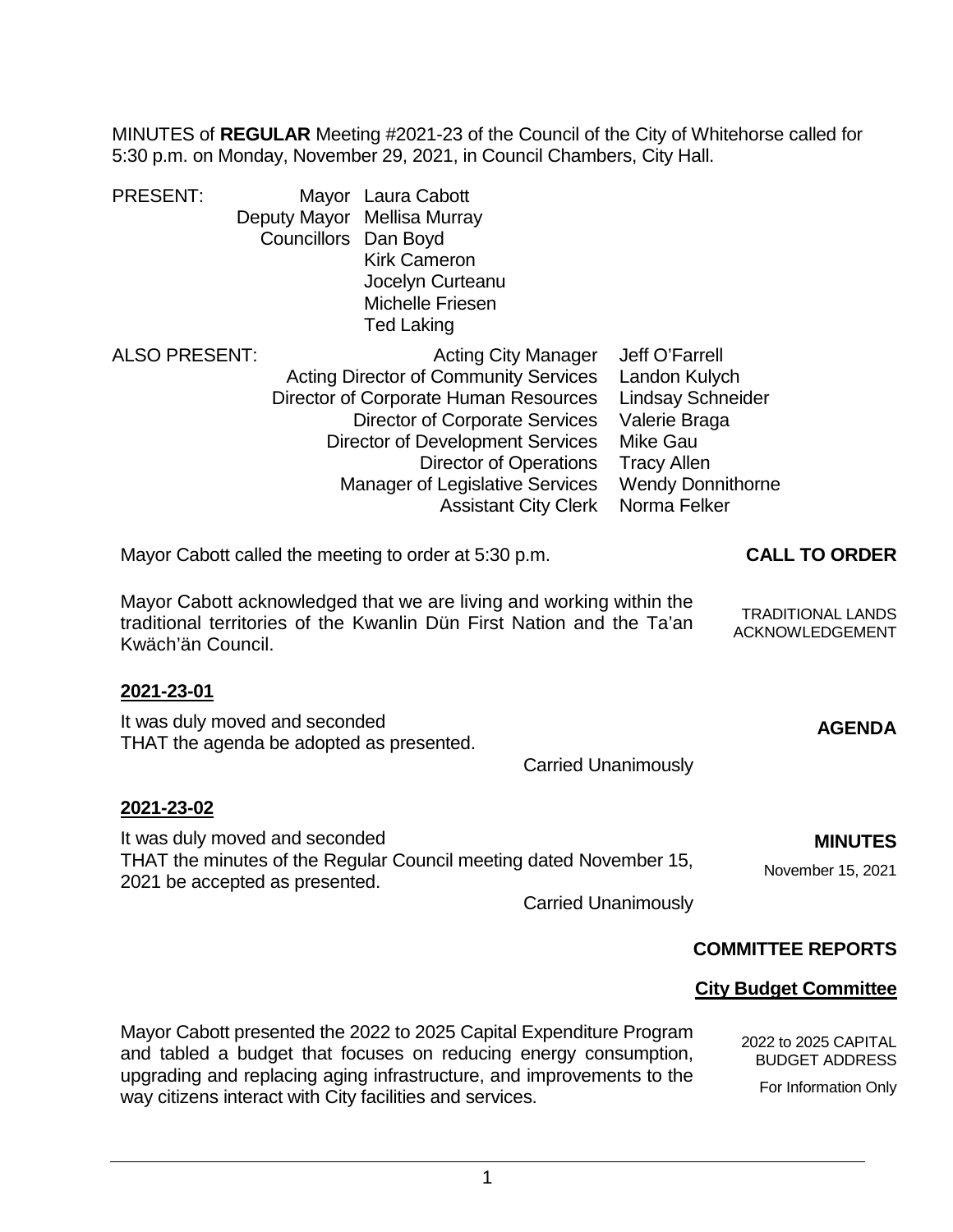MINUTES of **REGULAR** Meeting #2021-23 of the Council of the City of Whitehorse called for 5:30 p.m. on Monday, November 29, 2021, in Council Chambers, City Hall.

| PRESENT: | | |
|---|---|---|
| | Mayor | Laura Cabott |
| | Deputy Mayor | Mellisa Murray |
| | Councillors | Dan Boyd |
| | | Kirk Cameron |
| | | Jocelyn Curteanu |
| | | Michelle Friesen |
| | | Ted Laking |

| ALSO PRESENT: | | |
|---|---|---|
| | Acting City Manager | Jeff O'Farrell |
| | Acting Director of Community Services | Landon Kulych |
| | Director of Corporate Human Resources | Lindsay Schneider |
| | Director of Corporate Services | Valerie Braga |
| | Director of Development Services | Mike Gau |
| | Director of Operations | Tracy Allen |
| | Manager of Legislative Services | Wendy Donnithorne |
| | Assistant City Clerk | Norma Felker |

**CALL TO ORDER**

Mayor Cabott called the meeting to order at 5:30 p.m.

TRADITIONAL LANDS ACKNOWLEDGEMENT

Mayor Cabott acknowledged that we are living and working within the traditional territories of the Kwanlin Dün First Nation and the Ta'an Kwäch'än Council.

**2021-23-01**

**AGENDA**

It was duly moved and seconded
THAT the agenda be adopted as presented.

Carried Unanimously

**2021-23-02**

**MINUTES**

November 15, 2021

It was duly moved and seconded
THAT the minutes of the Regular Council meeting dated November 15, 2021 be accepted as presented.

Carried Unanimously

## COMMITTEE REPORTS

### City Budget Committee

2022 to 2025 CAPITAL BUDGET ADDRESS

For Information Only

Mayor Cabott presented the 2022 to 2025 Capital Expenditure Program and tabled a budget that focuses on reducing energy consumption, upgrading and replacing aging infrastructure, and improvements to the way citizens interact with City facilities and services.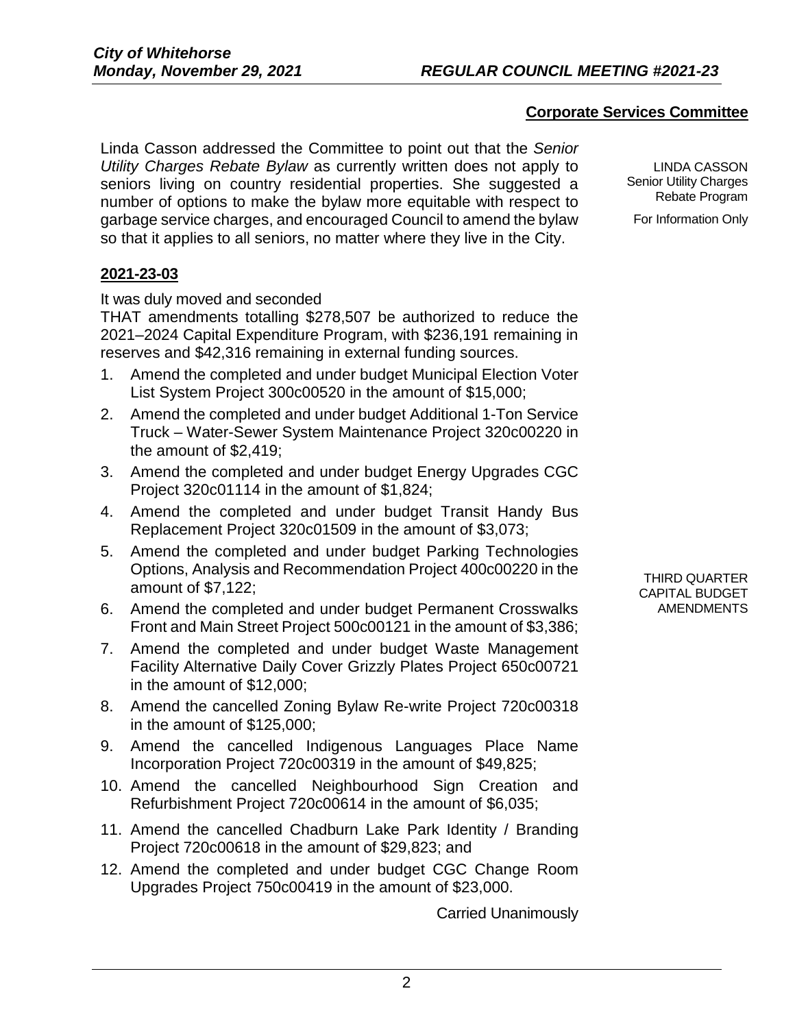**Corporate Services Committee**

LINDA CASSON
Senior Utility Charges Rebate Program

For Information Only

Linda Casson addressed the Committee to point out that the *Senior Utility Charges Rebate Bylaw* as currently written does not apply to seniors living on country residential properties. She suggested a number of options to make the bylaw more equitable with respect to garbage service charges, and encouraged Council to amend the bylaw so that it applies to all seniors, no matter where they live in the City.

**2021-23-03**

THIRD QUARTER CAPITAL BUDGET AMENDMENTS

It was duly moved and seconded
THAT amendments totalling $278,507 be authorized to reduce the 2021–2024 Capital Expenditure Program, with $236,191 remaining in reserves and $42,316 remaining in external funding sources.

1. Amend the completed and under budget Municipal Election Voter List System Project 300c00520 in the amount of $15,000;
2. Amend the completed and under budget Additional 1-Ton Service Truck – Water-Sewer System Maintenance Project 320c00220 in the amount of $2,419;
3. Amend the completed and under budget Energy Upgrades CGC Project 320c01114 in the amount of $1,824;
4. Amend the completed and under budget Transit Handy Bus Replacement Project 320c01509 in the amount of $3,073;
5. Amend the completed and under budget Parking Technologies Options, Analysis and Recommendation Project 400c00220 in the amount of $7,122;
6. Amend the completed and under budget Permanent Crosswalks Front and Main Street Project 500c00121 in the amount of $3,386;
7. Amend the completed and under budget Waste Management Facility Alternative Daily Cover Grizzly Plates Project 650c00721 in the amount of $12,000;
8. Amend the cancelled Zoning Bylaw Re-write Project 720c00318 in the amount of $125,000;
9. Amend the cancelled Indigenous Languages Place Name Incorporation Project 720c00319 in the amount of $49,825;
10. Amend the cancelled Neighbourhood Sign Creation and Refurbishment Project 720c00614 in the amount of $6,035;
11. Amend the cancelled Chadburn Lake Park Identity / Branding Project 720c00618 in the amount of $29,823; and
12. Amend the completed and under budget CGC Change Room Upgrades Project 750c00419 in the amount of $23,000.

Carried Unanimously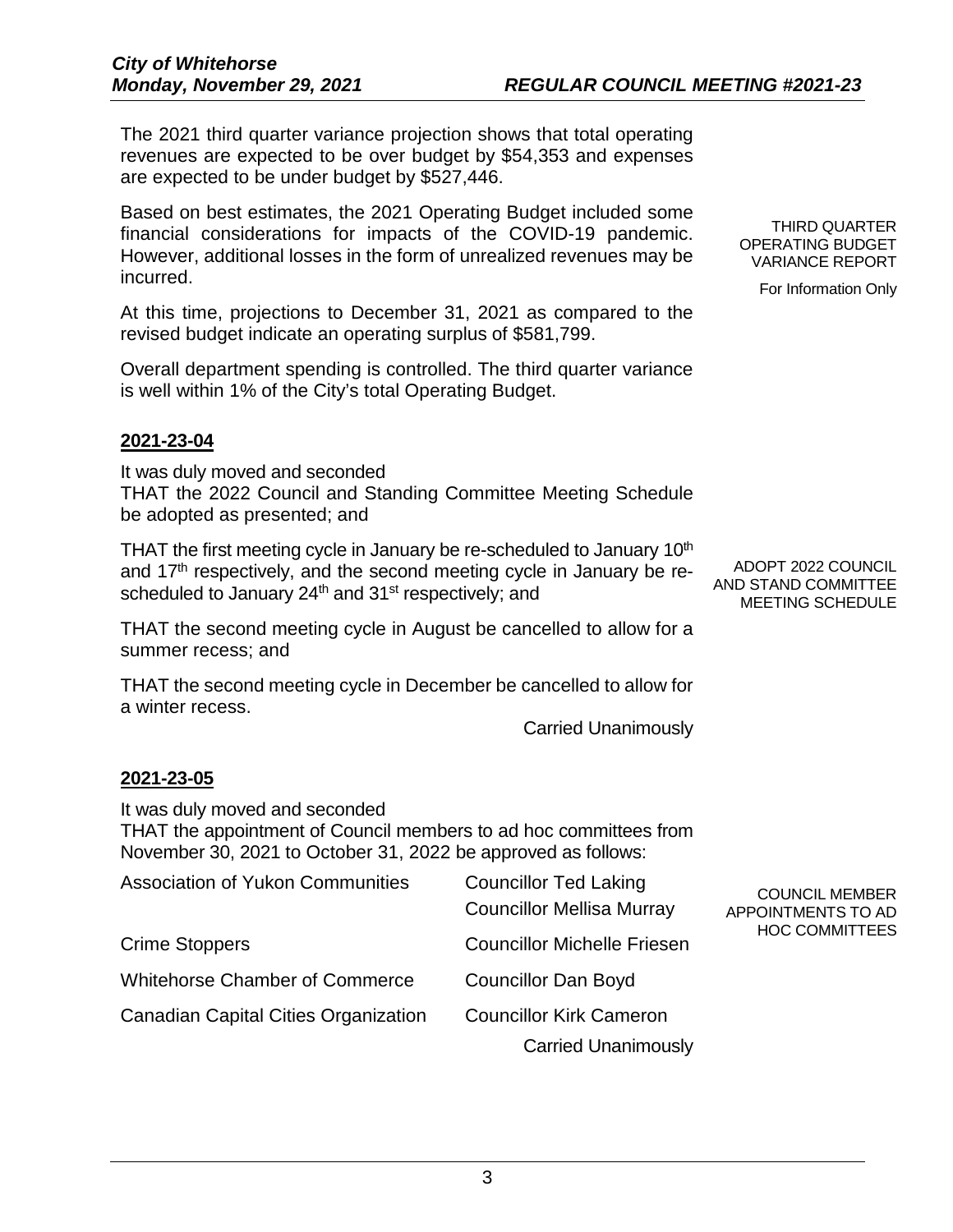The 2021 third quarter variance projection shows that total operating revenues are expected to be over budget by $54,353 and expenses are expected to be under budget by $527,446.

THIRD QUARTER OPERATING BUDGET VARIANCE REPORT

For Information Only

Based on best estimates, the 2021 Operating Budget included some financial considerations for impacts of the COVID-19 pandemic. However, additional losses in the form of unrealized revenues may be incurred.

At this time, projections to December 31, 2021 as compared to the revised budget indicate an operating surplus of $581,799.

Overall department spending is controlled. The third quarter variance is well within 1% of the City's total Operating Budget.

**2021-23-04**

ADOPT 2022 COUNCIL AND STAND COMMITTEE MEETING SCHEDULE

It was duly moved and seconded
THAT the 2022 Council and Standing Committee Meeting Schedule be adopted as presented; and

THAT the first meeting cycle in January be re-scheduled to January 10th and 17th respectively, and the second meeting cycle in January be re-scheduled to January 24th and 31st respectively; and

THAT the second meeting cycle in August be cancelled to allow for a summer recess; and

THAT the second meeting cycle in December be cancelled to allow for a winter recess.

Carried Unanimously

**2021-23-05**

COUNCIL MEMBER APPOINTMENTS TO AD HOC COMMITTEES

It was duly moved and seconded
THAT the appointment of Council members to ad hoc committees from November 30, 2021 to October 31, 2022 be approved as follows:

| | |
|---|---|
| Association of Yukon Communities | Councillor Ted Laking<br>Councillor Mellisa Murray |
| Crime Stoppers | Councillor Michelle Friesen |
| Whitehorse Chamber of Commerce | Councillor Dan Boyd |
| Canadian Capital Cities Organization | Councillor Kirk Cameron |

Carried Unanimously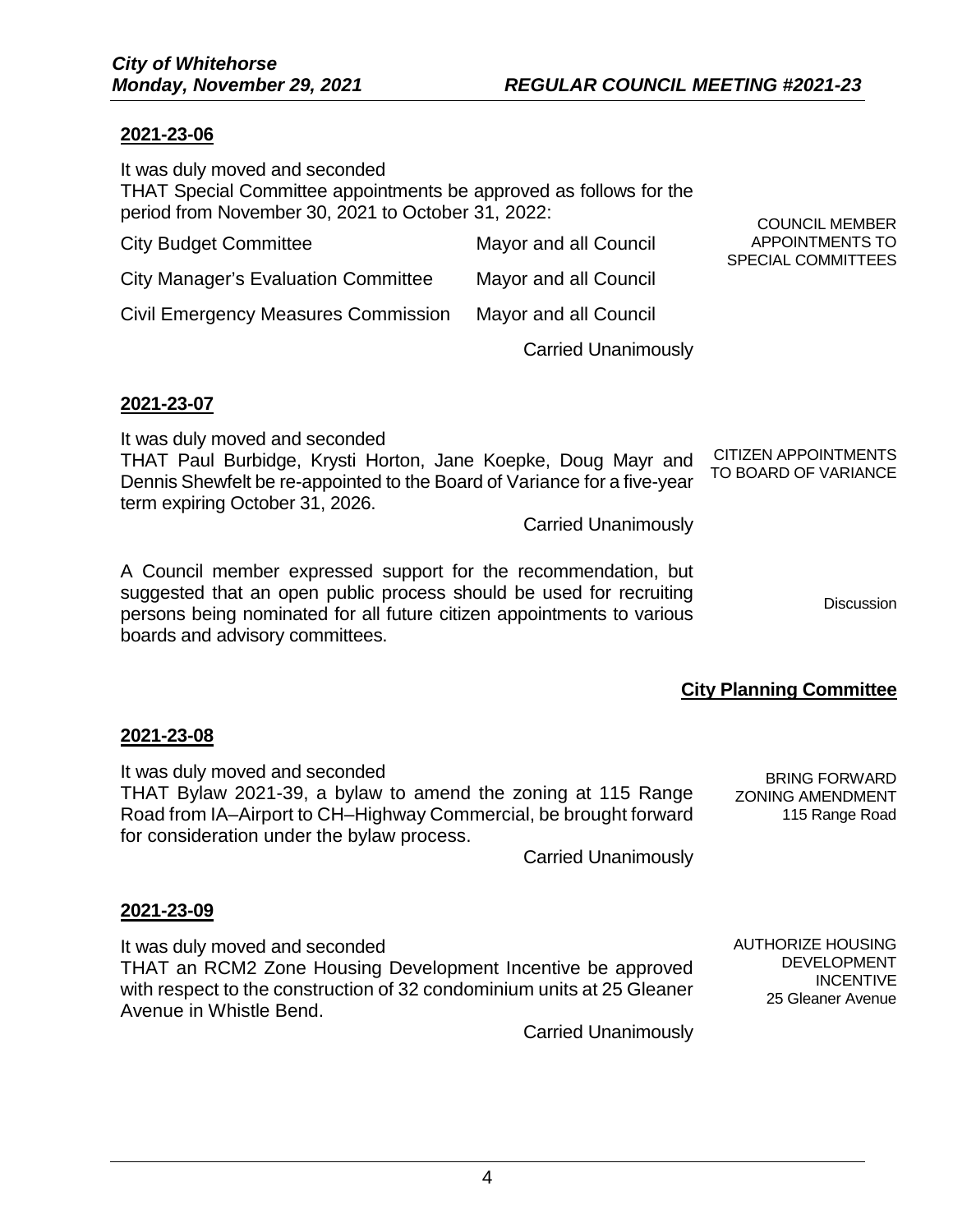**2021-23-06**

COUNCIL MEMBER APPOINTMENTS TO SPECIAL COMMITTEES

It was duly moved and seconded
THAT Special Committee appointments be approved as follows for the period from November 30, 2021 to October 31, 2022:

| | |
|---|---|
| City Budget Committee | Mayor and all Council |
| City Manager's Evaluation Committee | Mayor and all Council |
| Civil Emergency Measures Commission | Mayor and all Council |

Carried Unanimously

**2021-23-07**

CITIZEN APPOINTMENTS TO BOARD OF VARIANCE

It was duly moved and seconded
THAT Paul Burbidge, Krysti Horton, Jane Koepke, Doug Mayr and Dennis Shewfelt be re-appointed to the Board of Variance for a five-year term expiring October 31, 2026.

Carried Unanimously

Discussion

A Council member expressed support for the recommendation, but suggested that an open public process should be used for recruiting persons being nominated for all future citizen appointments to various boards and advisory committees.

## City Planning Committee

**2021-23-08**

BRING FORWARD ZONING AMENDMENT
115 Range Road

It was duly moved and seconded
THAT Bylaw 2021-39, a bylaw to amend the zoning at 115 Range Road from IA–Airport to CH–Highway Commercial, be brought forward for consideration under the bylaw process.

Carried Unanimously

**2021-23-09**

AUTHORIZE HOUSING DEVELOPMENT INCENTIVE
25 Gleaner Avenue

It was duly moved and seconded
THAT an RCM2 Zone Housing Development Incentive be approved with respect to the construction of 32 condominium units at 25 Gleaner Avenue in Whistle Bend.

Carried Unanimously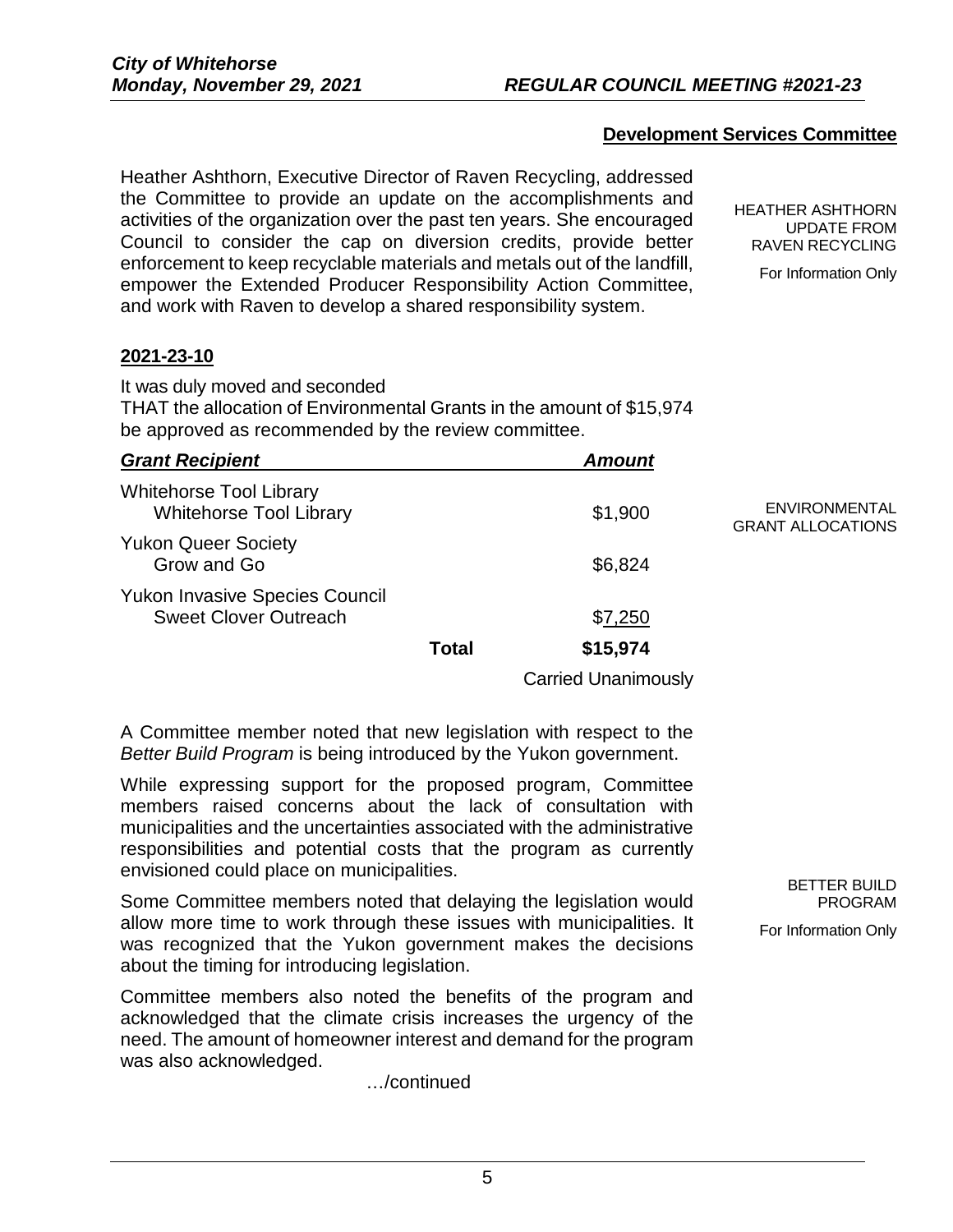## Development Services Committee

HEATHER ASHTHORN UPDATE FROM RAVEN RECYCLING

For Information Only

Heather Ashthorn, Executive Director of Raven Recycling, addressed the Committee to provide an update on the accomplishments and activities of the organization over the past ten years. She encouraged Council to consider the cap on diversion credits, provide better enforcement to keep recyclable materials and metals out of the landfill, empower the Extended Producer Responsibility Action Committee, and work with Raven to develop a shared responsibility system.

**2021-23-10**

ENVIRONMENTAL GRANT ALLOCATIONS

It was duly moved and seconded
THAT the allocation of Environmental Grants in the amount of $15,974 be approved as recommended by the review committee.

| ***Grant Recipient*** | | ***Amount*** |
|---|---|---|
| Whitehorse Tool Library<br>Whitehorse Tool Library | | $1,900 |
| Yukon Queer Society<br>Grow and Go | | $6,824 |
| Yukon Invasive Species Council<br>Sweet Clover Outreach | | $7,250 |
| | **Total** | **$15,974** |

Carried Unanimously

BETTER BUILD PROGRAM

For Information Only

A Committee member noted that new legislation with respect to the *Better Build Program* is being introduced by the Yukon government.

While expressing support for the proposed program, Committee members raised concerns about the lack of consultation with municipalities and the uncertainties associated with the administrative responsibilities and potential costs that the program as currently envisioned could place on municipalities.

Some Committee members noted that delaying the legislation would allow more time to work through these issues with municipalities. It was recognized that the Yukon government makes the decisions about the timing for introducing legislation.

Committee members also noted the benefits of the program and acknowledged that the climate crisis increases the urgency of the need. The amount of homeowner interest and demand for the program was also acknowledged.

…/continued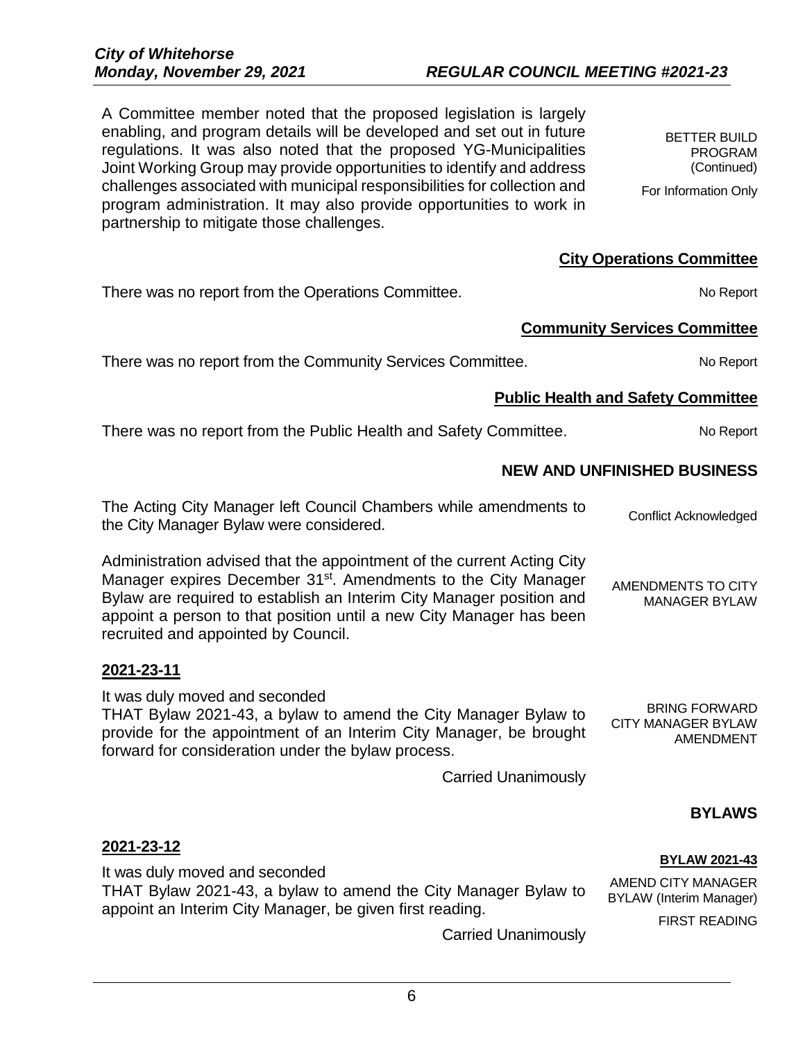A Committee member noted that the proposed legislation is largely enabling, and program details will be developed and set out in future regulations. It was also noted that the proposed YG-Municipalities Joint Working Group may provide opportunities to identify and address challenges associated with municipal responsibilities for collection and program administration. It may also provide opportunities to work in partnership to mitigate those challenges.

BETTER BUILD PROGRAM (Continued)

For Information Only

## City Operations Committee

There was no report from the Operations Committee.

No Report

## Community Services Committee

There was no report from the Community Services Committee.

No Report

## Public Health and Safety Committee

There was no report from the Public Health and Safety Committee.

No Report

## NEW AND UNFINISHED BUSINESS

The Acting City Manager left Council Chambers while amendments to the City Manager Bylaw were considered.

Conflict Acknowledged

Administration advised that the appointment of the current Acting City Manager expires December 31st. Amendments to the City Manager Bylaw are required to establish an Interim City Manager position and appoint a person to that position until a new City Manager has been recruited and appointed by Council.

AMENDMENTS TO CITY MANAGER BYLAW

**2021-23-11**

It was duly moved and seconded
THAT Bylaw 2021-43, a bylaw to amend the City Manager Bylaw to provide for the appointment of an Interim City Manager, be brought forward for consideration under the bylaw process.

Carried Unanimously

BRING FORWARD CITY MANAGER BYLAW AMENDMENT

## BYLAWS

**2021-23-12**

It was duly moved and seconded
THAT Bylaw 2021-43, a bylaw to amend the City Manager Bylaw to appoint an Interim City Manager, be given first reading.

Carried Unanimously

**BYLAW 2021-43**

AMEND CITY MANAGER BYLAW (Interim Manager)

FIRST READING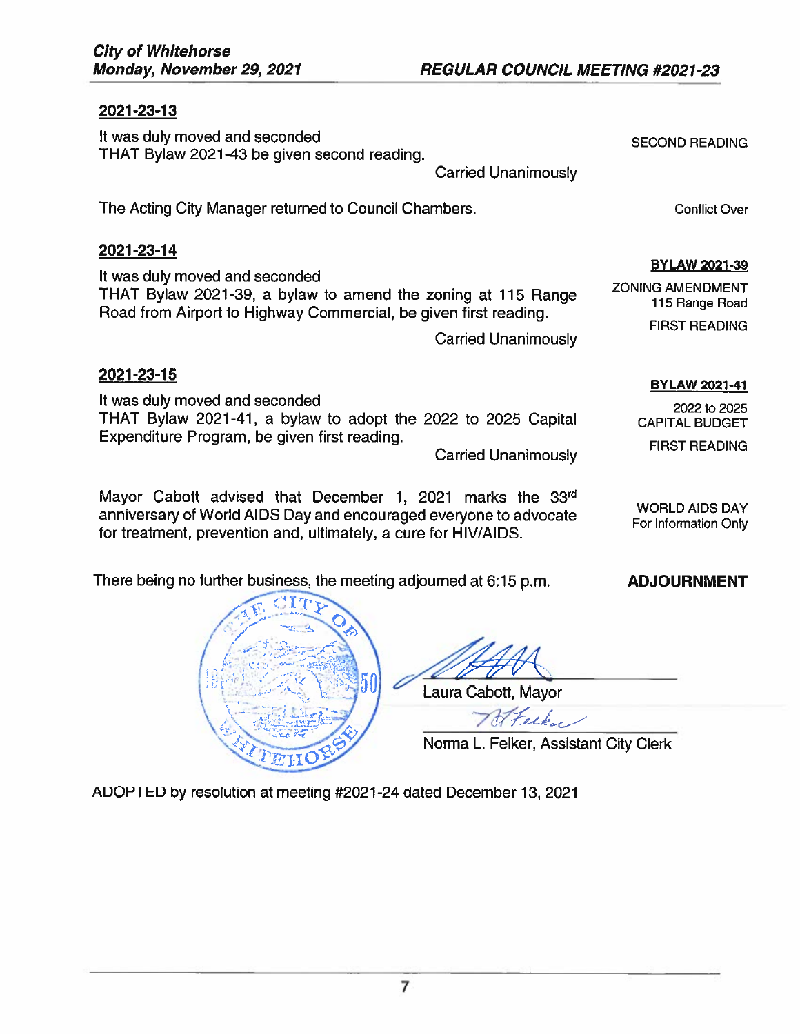## 2021-23-13

It was duly moved and seconded
THAT Bylaw 2021-43 be given second reading.

Carried Unanimously

SECOND READING

The Acting City Manager returned to Council Chambers.

Conflict Over

## 2021-23-14

**BYLAW 2021-39**

ZONING AMENDMENT
115 Range Road

FIRST READING

It was duly moved and seconded
THAT Bylaw 2021-39, a bylaw to amend the zoning at 115 Range Road from Airport to Highway Commercial, be given first reading.

Carried Unanimously

## 2021-23-15

**BYLAW 2021-41**

2022 to 2025
CAPITAL BUDGET

FIRST READING

It was duly moved and seconded
THAT Bylaw 2021-41, a bylaw to adopt the 2022 to 2025 Capital Expenditure Program, be given first reading.

Carried Unanimously

WORLD AIDS DAY
For Information Only

Mayor Cabott advised that December 1, 2021 marks the 33rd anniversary of World AIDS Day and encouraged everyone to advocate for treatment, prevention and, ultimately, a cure for HIV/AIDS.

**ADJOURNMENT**

There being no further business, the meeting adjourned at 6:15 p.m.

Laura Cabott, Mayor

Norma L. Felker, Assistant City Clerk

ADOPTED by resolution at meeting #2021-24 dated December 13, 2021